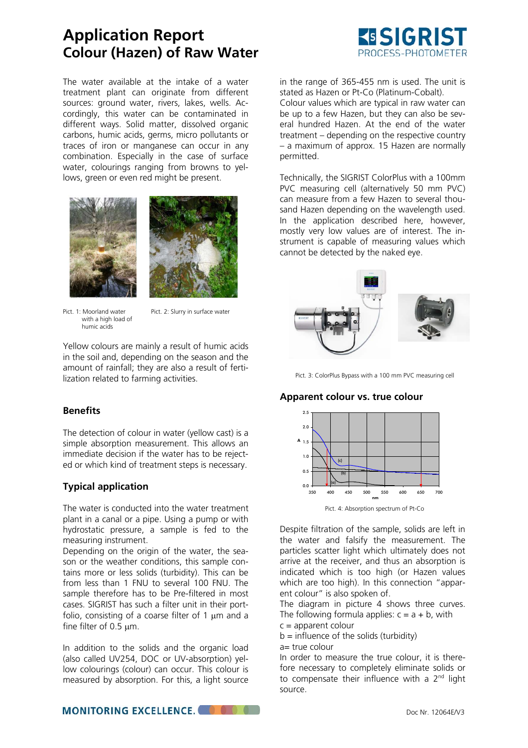# Application Report
## Colour (Hazen) of Raw Water

The water available at the intake of a water treatment plant can originate from different sources: ground water, rivers, lakes, wells. Accordingly, this water can be contaminated in different ways. Solid matter, dissolved organic carbons, humic acids, germs, micro pollutants or traces of iron or manganese can occur in any combination. Especially in the case of surface water, colourings ranging from browns to yellows, green or even red might be present.

Pict. 1: Moorland water with a high load of humic acids

Pict. 2: Slurry in surface water

Yellow colours are mainly a result of humic acids in the soil and, depending on the season and the amount of rainfall; they are also a result of fertilization related to farming activities.

### Benefits

The detection of colour in water (yellow cast) is a simple absorption measurement. This allows an immediate decision if the water has to be rejected or which kind of treatment steps is necessary.

### Typical application

The water is conducted into the water treatment plant in a canal or a pipe. Using a pump or with hydrostatic pressure, a sample is fed to the measuring instrument.

Depending on the origin of the water, the season or the weather conditions, this sample contains more or less solids (turbidity). This can be from less than 1 FNU to several 100 FNU. The sample therefore has to be Pre-filtered in most cases. SIGRIST has such a filter unit in their portfolio, consisting of a coarse filter of 1 µm and a fine filter of 0.5 µm.

In addition to the solids and the organic load (also called UV254, DOC or UV-absorption) yellow colourings (colour) can occur. This colour is measured by absorption. For this, a light source in the range of 365-455 nm is used. The unit is stated as Hazen or Pt-Co (Platinum-Cobalt).

Colour values which are typical in raw water can be up to a few Hazen, but they can also be several hundred Hazen. At the end of the water treatment – depending on the respective country – a maximum of approx. 15 Hazen are normally permitted.

Technically, the SIGRIST ColorPlus with a 100mm PVC measuring cell (alternatively 50 mm PVC) can measure from a few Hazen to several thousand Hazen depending on the wavelength used. In the application described here, however, mostly very low values are of interest. The instrument is capable of measuring values which cannot be detected by the naked eye.

Pict. 3: ColorPlus Bypass with a 100 mm PVC measuring cell

### Apparent colour vs. true colour

Pict. 4: Absorption spectrum of Pt-Co

Despite filtration of the sample, solids are left in the water and falsify the measurement. The particles scatter light which ultimately does not arrive at the receiver, and thus an absorption is indicated which is too high (or Hazen values which are too high). In this connection "apparent colour" is also spoken of.

The diagram in picture 4 shows three curves. The following formula applies: $c = a + b$, with

c = apparent colour

b = influence of the solids (turbidity)

a= true colour

In order to measure the true colour, it is therefore necessary to completely eliminate solids or to compensate their influence with a 2nd light source.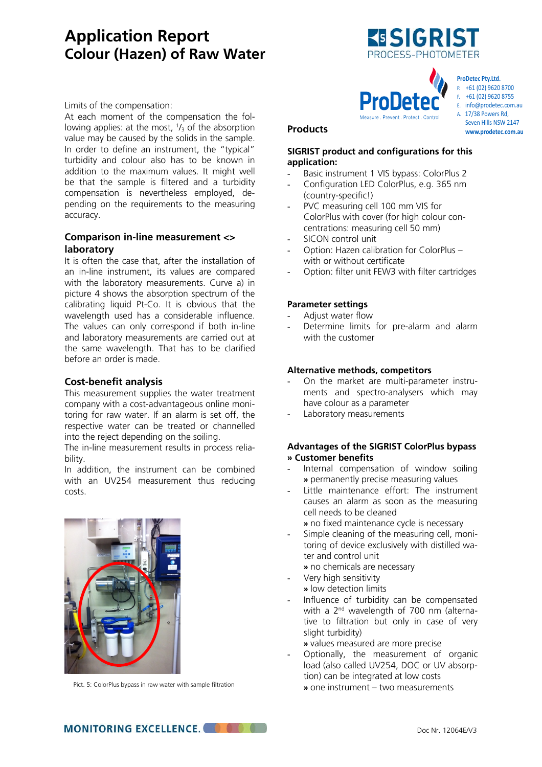# Application Report
## Colour (Hazen) of Raw Water

Limits of the compensation:
At each moment of the compensation the following applies: at the most, $^1/_3$ of the absorption value may be caused by the solids in the sample. In order to define an instrument, the "typical" turbidity and colour also has to be known in addition to the maximum values. It might well be that the sample is filtered and a turbidity compensation is nevertheless employed, depending on the requirements to the measuring accuracy.

### Comparison in-line measurement <> laboratory

It is often the case that, after the installation of an in-line instrument, its values are compared with the laboratory measurements. Curve a) in picture 4 shows the absorption spectrum of the calibrating liquid Pt-Co. It is obvious that the wavelength used has a considerable influence. The values can only correspond if both in-line and laboratory measurements are carried out at the same wavelength. That has to be clarified before an order is made.

### Cost-benefit analysis

This measurement supplies the water treatment company with a cost-advantageous online monitoring for raw water. If an alarm is set off, the respective water can be treated or channelled into the reject depending on the soiling.
The in-line measurement results in process reliability.
In addition, the instrument can be combined with an UV254 measurement thus reducing costs.

Pict. 5: ColorPlus bypass in raw water with sample filtration

## Products

### SIGRIST product and configurations for this application:

- Basic instrument 1 VIS bypass: ColorPlus 2
- Configuration LED ColorPlus, e.g. 365 nm (country-specific!)
- PVC measuring cell 100 mm VIS for ColorPlus with cover (for high colour concentrations: measuring cell 50 mm)
- SICON control unit
- Option: Hazen calibration for ColorPlus – with or without certificate
- Option: filter unit FEW3 with filter cartridges

### Parameter settings

- Adjust water flow
- Determine limits for pre-alarm and alarm with the customer

### Alternative methods, competitors

- On the market are multi-parameter instruments and spectro-analysers which may have colour as a parameter
- Laboratory measurements

### Advantages of the SIGRIST ColorPlus bypass » Customer benefits

- Internal compensation of window soiling
  **»** permanently precise measuring values
- Little maintenance effort: The instrument causes an alarm as soon as the measuring cell needs to be cleaned
  **»** no fixed maintenance cycle is necessary
- Simple cleaning of the measuring cell, monitoring of device exclusively with distilled water and control unit
  **»** no chemicals are necessary
- Very high sensitivity
  **»** low detection limits
- Influence of turbidity can be compensated with a 2nd wavelength of 700 nm (alternative to filtration but only in case of very slight turbidity)
  **»** values measured are more precise
- Optionally, the measurement of organic load (also called UV254, DOC or UV absorption) can be integrated at low costs
  **»** one instrument – two measurements

ProDetec Pty.Ltd.
P. +61 (02) 9620 8700
F. +61 (02) 9620 8755
E. info@prodetec.com.au
A. 17/38 Powers Rd, Seven Hills NSW 2147
www.prodetec.com.au

MONITORING EXCELLENCE.

Doc Nr. 12064E/V3